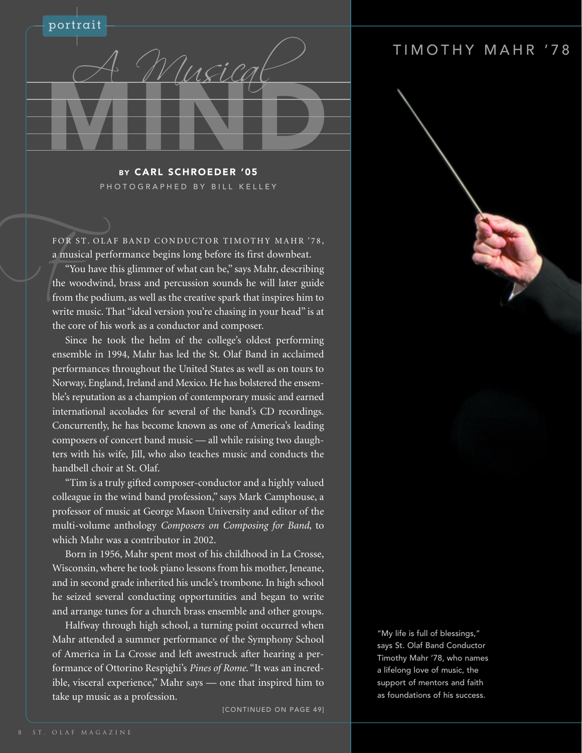portrait

# A Musical MIND

## TIMOTHY MAHR '78

BY **CARL SCHROEDER '05**

PHOTOGRAPHED BY BILL KELLEY

FOR ST. OLAF BAND CONDUCTOR TIMOTHY MAHR '78, a musical performance begins long before its first downbeat.

"You have this glimmer of what can be," says Mahr, describing the woodwind, brass and percussion sounds he will later guide from the podium, as well as the creative spark that inspires him to write music. That "ideal version you're chasing in your head" is at the core of his work as a conductor and composer.

Since he took the helm of the college's oldest performing ensemble in 1994, Mahr has led the St. Olaf Band in acclaimed performances throughout the United States as well as on tours to Norway, England, Ireland and Mexico. He has bolstered the ensemble's reputation as a champion of contemporary music and earned international accolades for several of the band's CD recordings. Concurrently, he has become known as one of America's leading composers of concert band music — all while raising two daughters with his wife, Jill, who also teaches music and conducts the handbell choir at St. Olaf.

"Tim is a truly gifted composer-conductor and a highly valued colleague in the wind band profession," says Mark Camphouse, a professor of music at George Mason University and editor of the multi-volume anthology *Composers on Composing for Band*, to which Mahr was a contributor in 2002.

Born in 1956, Mahr spent most of his childhood in La Crosse, Wisconsin, where he took piano lessons from his mother, Jeneane, and in second grade inherited his uncle's trombone. In high school he seized several conducting opportunities and began to write and arrange tunes for a church brass ensemble and other groups.

Halfway through high school, a turning point occurred when Mahr attended a summer performance of the Symphony School of America in La Crosse and left awestruck after hearing a performance of Ottorino Respighi's *Pines of Rome*. "It was an incredible, visceral experience," Mahr says — one that inspired him to take up music as a profession.

[CONTINUED ON PAGE 49]

"My life is full of blessings," says St. Olaf Band Conductor Timothy Mahr '78, who names a lifelong love of music, the support of mentors and faith as foundations of his success.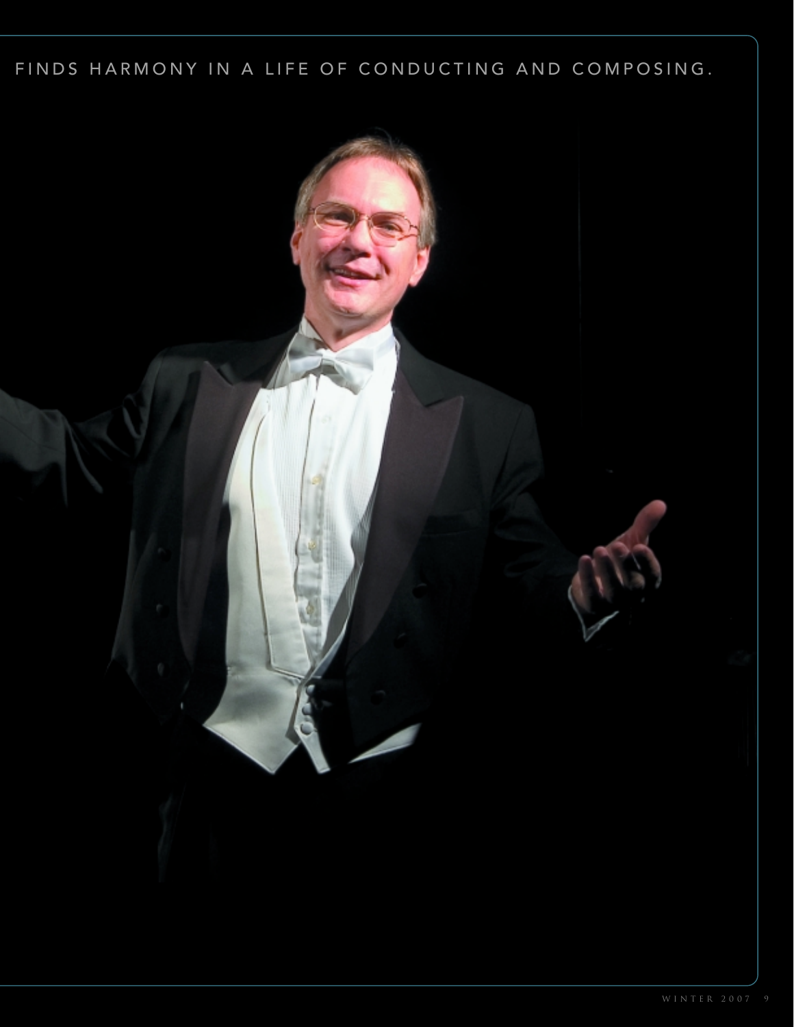FINDS HARMONY IN A LIFE OF CONDUCTING AND COMPOSING.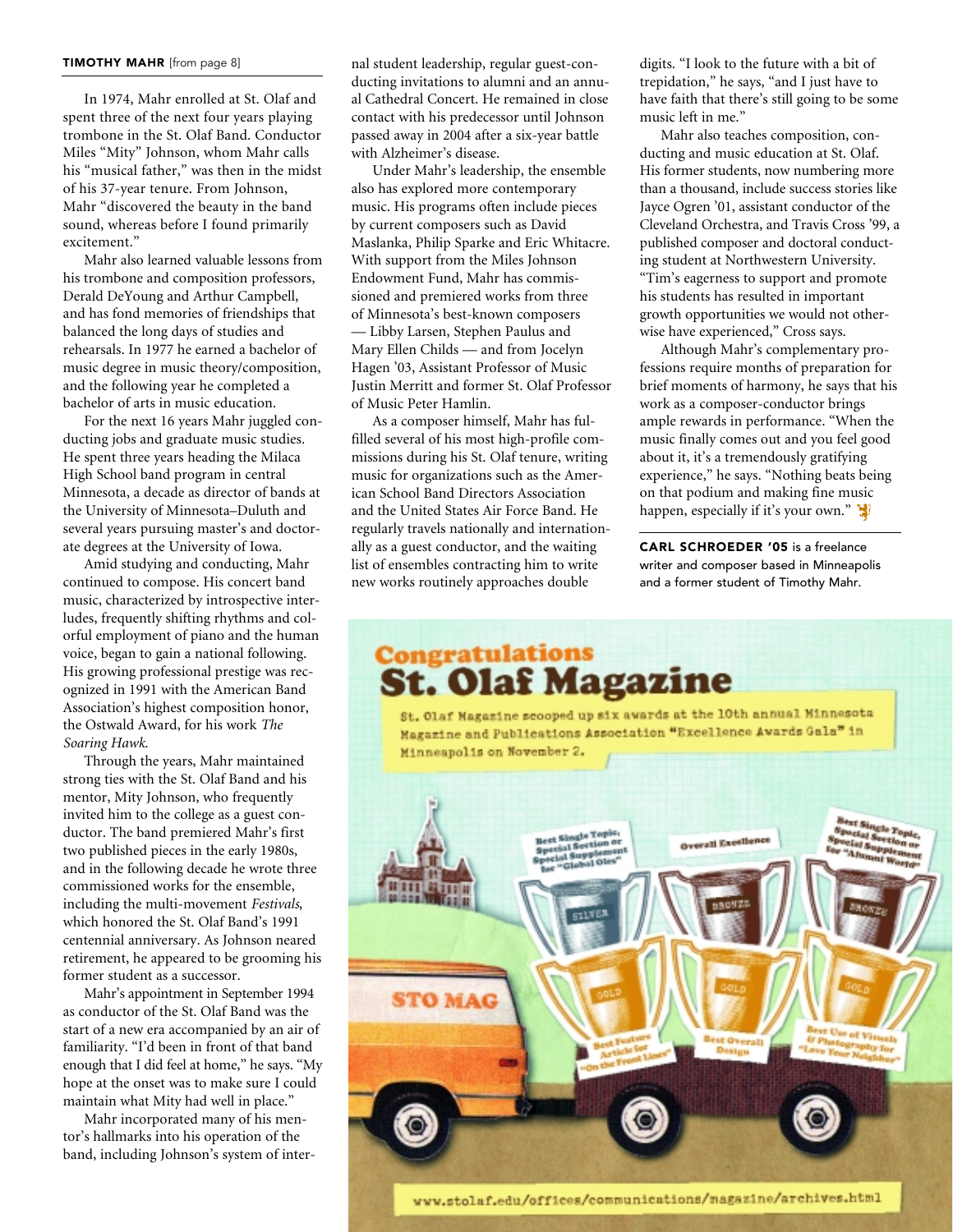**TIMOTHY MAHR** [from page 8]

In 1974, Mahr enrolled at St. Olaf and spent three of the next four years playing trombone in the St. Olaf Band. Conductor Miles "Mity" Johnson, whom Mahr calls his "musical father," was then in the midst of his 37-year tenure. From Johnson, Mahr "discovered the beauty in the band sound, whereas before I found primarily excitement."

Mahr also learned valuable lessons from his trombone and composition professors, Derald DeYoung and Arthur Campbell, and has fond memories of friendships that balanced the long days of studies and rehearsals. In 1977 he earned a bachelor of music degree in music theory/composition, and the following year he completed a bachelor of arts in music education.

For the next 16 years Mahr juggled conducting jobs and graduate music studies. He spent three years heading the Milaca High School band program in central Minnesota, a decade as director of bands at the University of Minnesota–Duluth and several years pursuing master's and doctorate degrees at the University of Iowa.

Amid studying and conducting, Mahr continued to compose. His concert band music, characterized by introspective interludes, frequently shifting rhythms and colorful employment of piano and the human voice, began to gain a national following. His growing professional prestige was recognized in 1991 with the American Band Association's highest composition honor, the Ostwald Award, for his work *The Soaring Hawk.*

Through the years, Mahr maintained strong ties with the St. Olaf Band and his mentor, Mity Johnson, who frequently invited him to the college as a guest conductor. The band premiered Mahr's first two published pieces in the early 1980s, and in the following decade he wrote three commissioned works for the ensemble, including the multi-movement *Festivals*, which honored the St. Olaf Band's 1991 centennial anniversary. As Johnson neared retirement, he appeared to be grooming his former student as a successor.

Mahr's appointment in September 1994 as conductor of the St. Olaf Band was the start of a new era accompanied by an air of familiarity. "I'd been in front of that band enough that I did feel at home," he says. "My hope at the onset was to make sure I could maintain what Mity had well in place."

Mahr incorporated many of his mentor's hallmarks into his operation of the band, including Johnson's system of internal student leadership, regular guest-conducting invitations to alumni and an annual Cathedral Concert. He remained in close contact with his predecessor until Johnson passed away in 2004 after a six-year battle with Alzheimer's disease.

Under Mahr's leadership, the ensemble also has explored more contemporary music. His programs often include pieces by current composers such as David Maslanka, Philip Sparke and Eric Whitacre. With support from the Miles Johnson Endowment Fund, Mahr has commissioned and premiered works from three of Minnesota's best-known composers — Libby Larsen, Stephen Paulus and Mary Ellen Childs — and from Jocelyn Hagen '03, Assistant Professor of Music Justin Merritt and former St. Olaf Professor of Music Peter Hamlin.

As a composer himself, Mahr has fulfilled several of his most high-profile commissions during his St. Olaf tenure, writing music for organizations such as the American School Band Directors Association and the United States Air Force Band. He regularly travels nationally and internationally as a guest conductor, and the waiting list of ensembles contracting him to write new works routinely approaches double digits. "I look to the future with a bit of trepidation," he says, "and I just have to have faith that there's still going to be some music left in me."

Mahr also teaches composition, conducting and music education at St. Olaf. His former students, now numbering more than a thousand, include success stories like Jayce Ogren '01, assistant conductor of the Cleveland Orchestra, and Travis Cross '99, a published composer and doctoral conducting student at Northwestern University. "Tim's eagerness to support and promote his students has resulted in important growth opportunities we would not otherwise have experienced," Cross says.

Although Mahr's complementary professions require months of preparation for brief moments of harmony, he says that his work as a composer-conductor brings ample rewards in performance. "When the music finally comes out and you feel good about it, it's a tremendously gratifying experience," he says. "Nothing beats being on that podium and making fine music happen, especially if it's your own."

**CARL SCHROEDER '05** is a freelance writer and composer based in Minneapolis and a former student of Timothy Mahr.

## Congratulations St. Olaf Magazine

St. Olaf Magazine scooped up six awards at the 10th annual Minnesota Magazine and Publications Association "Excellence Awards Gala" in Minneapolis on November 2.

Best Single Topic, Special Section or Special Supplement for "Global Oles" — SILVER

Overall Excellence — BRONZE

Best Single Topic, Special Section or Special Supplement for "Alumni World" — BRONZE

Best Feature Article for "On the Front Lines" — GOLD

Best Overall Design — GOLD

Best Use of Visuals & Photography for "Love Your Neighbor" — GOLD

STO MAG

www.stolaf.edu/offices/communications/magazine/archives.html